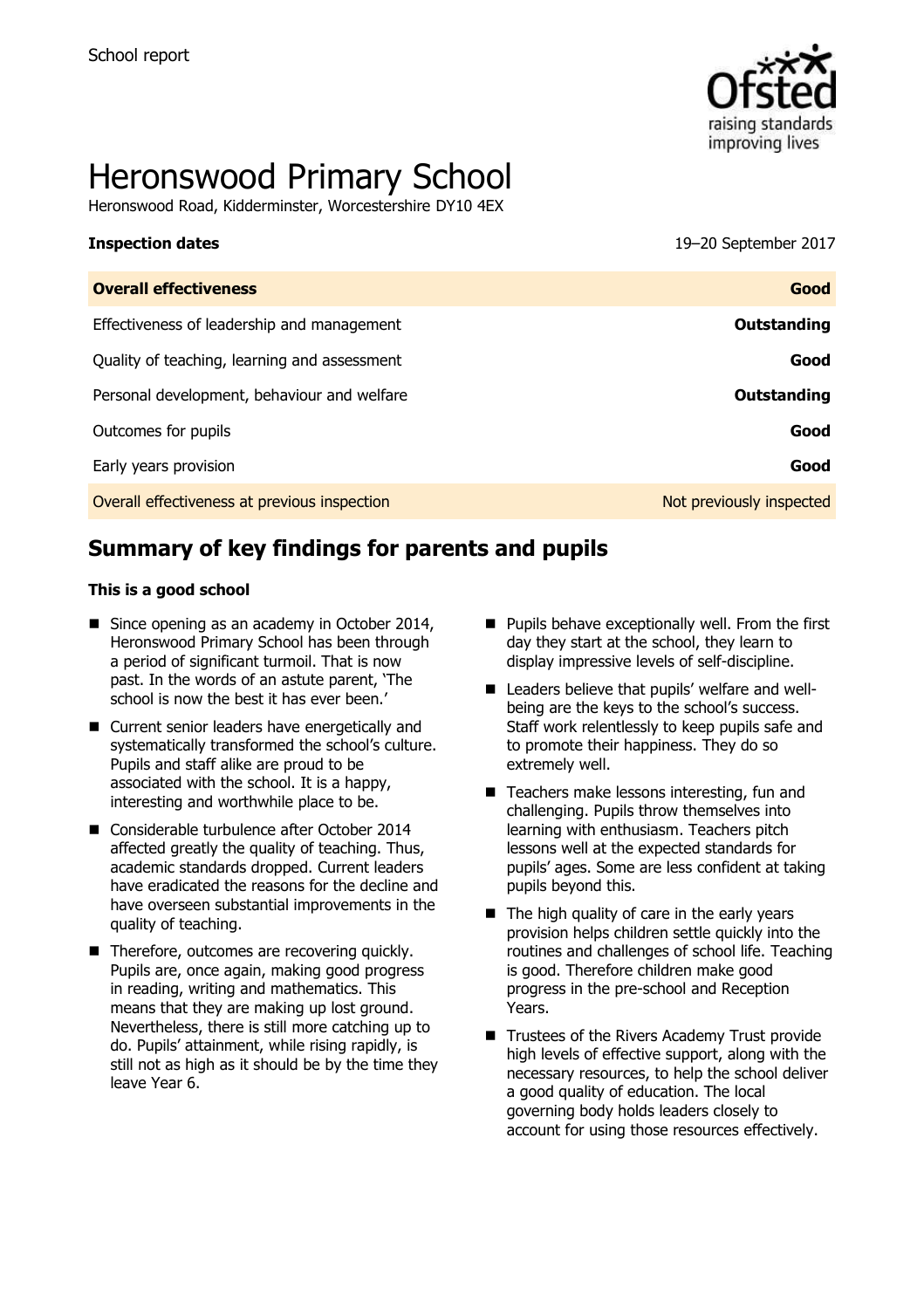School report

# Heronswood Primary School

Heronswood Road, Kidderminster, Worcestershire DY10 4EX

| **Inspection dates** | 19–20 September 2017 |
| --- | --- |
| **Overall effectiveness** | **Good** |
| Effectiveness of leadership and management | **Outstanding** |
| Quality of teaching, learning and assessment | **Good** |
| Personal development, behaviour and welfare | **Outstanding** |
| Outcomes for pupils | **Good** |
| Early years provision | **Good** |
| Overall effectiveness at previous inspection | Not previously inspected |

## Summary of key findings for parents and pupils

**This is a good school**

- Since opening as an academy in October 2014, Heronswood Primary School has been through a period of significant turmoil. That is now past. In the words of an astute parent, 'The school is now the best it has ever been.'
- Current senior leaders have energetically and systematically transformed the school's culture. Pupils and staff alike are proud to be associated with the school. It is a happy, interesting and worthwhile place to be.
- Considerable turbulence after October 2014 affected greatly the quality of teaching. Thus, academic standards dropped. Current leaders have eradicated the reasons for the decline and have overseen substantial improvements in the quality of teaching.
- Therefore, outcomes are recovering quickly. Pupils are, once again, making good progress in reading, writing and mathematics. This means that they are making up lost ground. Nevertheless, there is still more catching up to do. Pupils' attainment, while rising rapidly, is still not as high as it should be by the time they leave Year 6.
- Pupils behave exceptionally well. From the first day they start at the school, they learn to display impressive levels of self-discipline.
- Leaders believe that pupils' welfare and well-being are the keys to the school's success. Staff work relentlessly to keep pupils safe and to promote their happiness. They do so extremely well.
- Teachers make lessons interesting, fun and challenging. Pupils throw themselves into learning with enthusiasm. Teachers pitch lessons well at the expected standards for pupils' ages. Some are less confident at taking pupils beyond this.
- The high quality of care in the early years provision helps children settle quickly into the routines and challenges of school life. Teaching is good. Therefore children make good progress in the pre-school and Reception Years.
- Trustees of the Rivers Academy Trust provide high levels of effective support, along with the necessary resources, to help the school deliver a good quality of education. The local governing body holds leaders closely to account for using those resources effectively.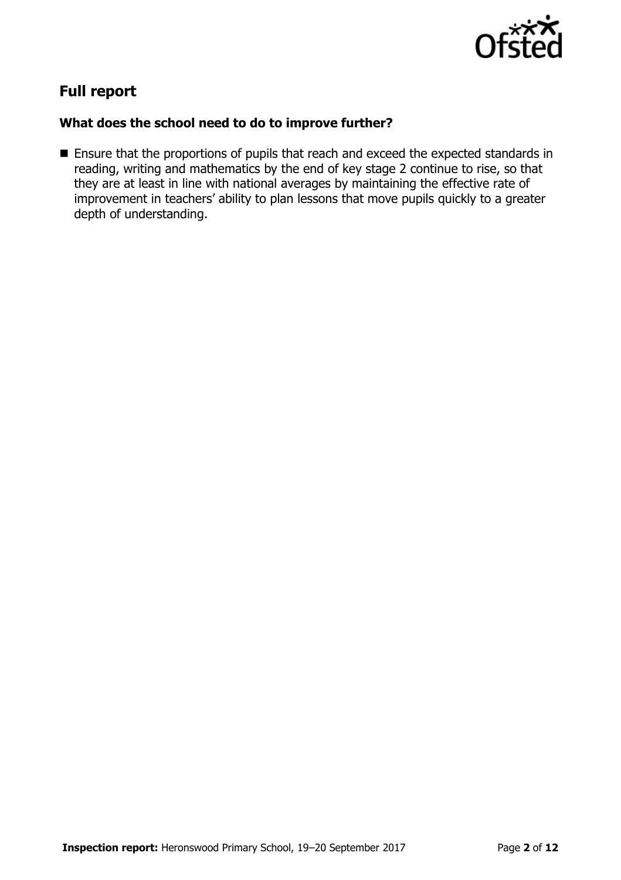## Full report

### What does the school need to do to improve further?

- Ensure that the proportions of pupils that reach and exceed the expected standards in reading, writing and mathematics by the end of key stage 2 continue to rise, so that they are at least in line with national averages by maintaining the effective rate of improvement in teachers' ability to plan lessons that move pupils quickly to a greater depth of understanding.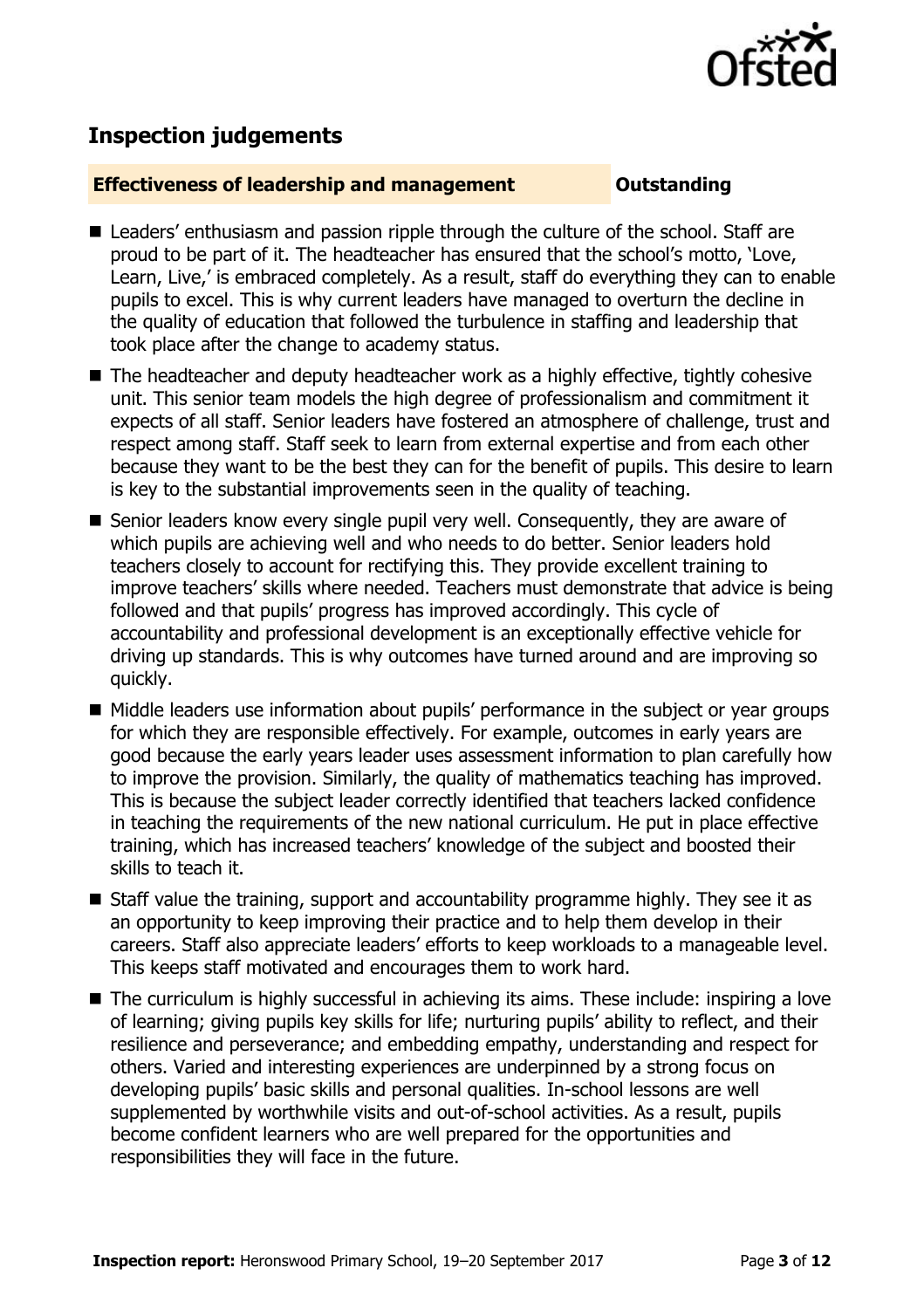## Inspection judgements

**Effectiveness of leadership and management** **Outstanding**

- Leaders' enthusiasm and passion ripple through the culture of the school. Staff are proud to be part of it. The headteacher has ensured that the school's motto, 'Love, Learn, Live,' is embraced completely. As a result, staff do everything they can to enable pupils to excel. This is why current leaders have managed to overturn the decline in the quality of education that followed the turbulence in staffing and leadership that took place after the change to academy status.
- The headteacher and deputy headteacher work as a highly effective, tightly cohesive unit. This senior team models the high degree of professionalism and commitment it expects of all staff. Senior leaders have fostered an atmosphere of challenge, trust and respect among staff. Staff seek to learn from external expertise and from each other because they want to be the best they can for the benefit of pupils. This desire to learn is key to the substantial improvements seen in the quality of teaching.
- Senior leaders know every single pupil very well. Consequently, they are aware of which pupils are achieving well and who needs to do better. Senior leaders hold teachers closely to account for rectifying this. They provide excellent training to improve teachers' skills where needed. Teachers must demonstrate that advice is being followed and that pupils' progress has improved accordingly. This cycle of accountability and professional development is an exceptionally effective vehicle for driving up standards. This is why outcomes have turned around and are improving so quickly.
- Middle leaders use information about pupils' performance in the subject or year groups for which they are responsible effectively. For example, outcomes in early years are good because the early years leader uses assessment information to plan carefully how to improve the provision. Similarly, the quality of mathematics teaching has improved. This is because the subject leader correctly identified that teachers lacked confidence in teaching the requirements of the new national curriculum. He put in place effective training, which has increased teachers' knowledge of the subject and boosted their skills to teach it.
- Staff value the training, support and accountability programme highly. They see it as an opportunity to keep improving their practice and to help them develop in their careers. Staff also appreciate leaders' efforts to keep workloads to a manageable level. This keeps staff motivated and encourages them to work hard.
- The curriculum is highly successful in achieving its aims. These include: inspiring a love of learning; giving pupils key skills for life; nurturing pupils' ability to reflect, and their resilience and perseverance; and embedding empathy, understanding and respect for others. Varied and interesting experiences are underpinned by a strong focus on developing pupils' basic skills and personal qualities. In-school lessons are well supplemented by worthwhile visits and out-of-school activities. As a result, pupils become confident learners who are well prepared for the opportunities and responsibilities they will face in the future.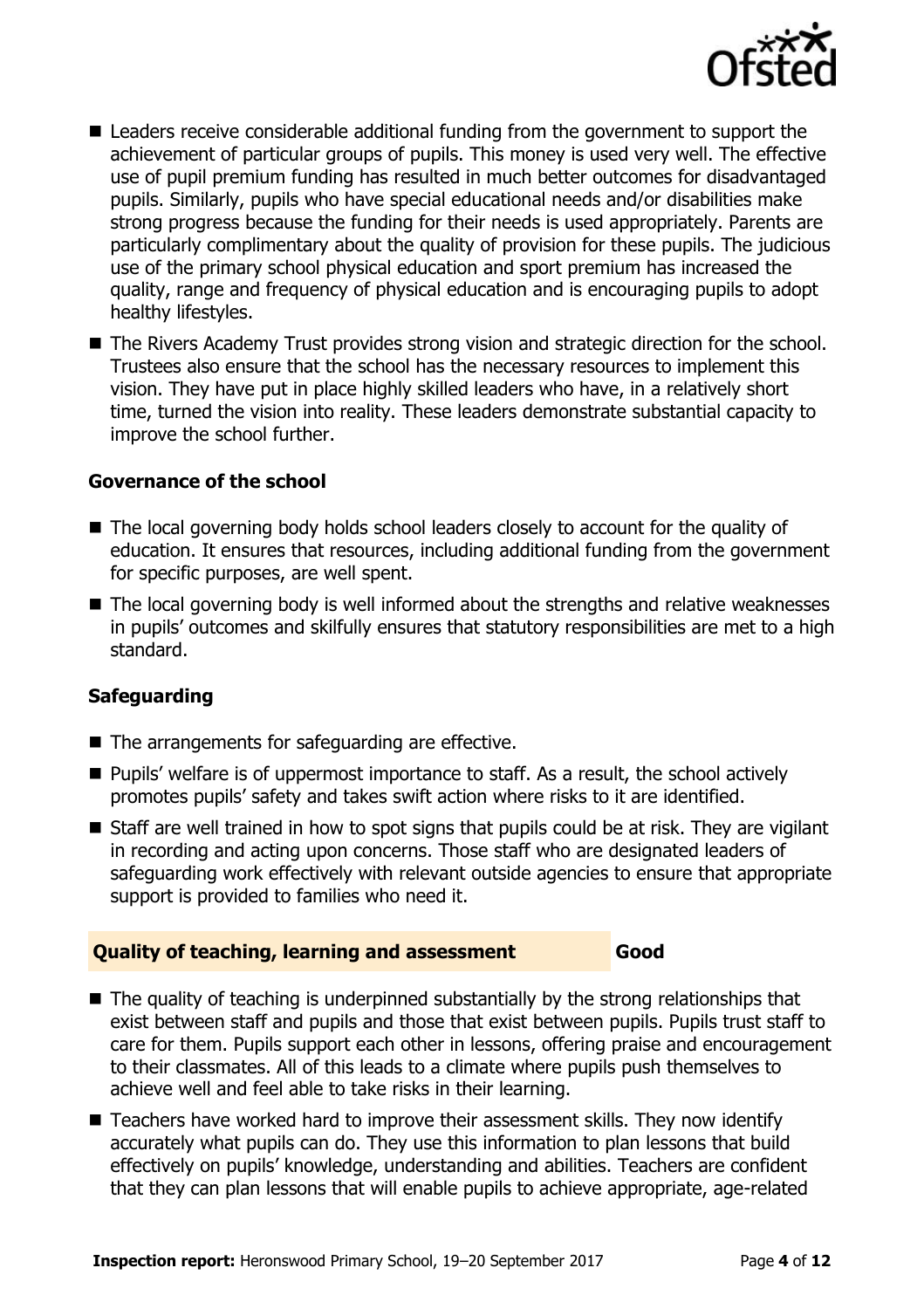- Leaders receive considerable additional funding from the government to support the achievement of particular groups of pupils. This money is used very well. The effective use of pupil premium funding has resulted in much better outcomes for disadvantaged pupils. Similarly, pupils who have special educational needs and/or disabilities make strong progress because the funding for their needs is used appropriately. Parents are particularly complimentary about the quality of provision for these pupils. The judicious use of the primary school physical education and sport premium has increased the quality, range and frequency of physical education and is encouraging pupils to adopt healthy lifestyles.
- The Rivers Academy Trust provides strong vision and strategic direction for the school. Trustees also ensure that the school has the necessary resources to implement this vision. They have put in place highly skilled leaders who have, in a relatively short time, turned the vision into reality. These leaders demonstrate substantial capacity to improve the school further.

### Governance of the school

- The local governing body holds school leaders closely to account for the quality of education. It ensures that resources, including additional funding from the government for specific purposes, are well spent.
- The local governing body is well informed about the strengths and relative weaknesses in pupils' outcomes and skilfully ensures that statutory responsibilities are met to a high standard.

### Safeguarding

- The arrangements for safeguarding are effective.
- Pupils' welfare is of uppermost importance to staff. As a result, the school actively promotes pupils' safety and takes swift action where risks to it are identified.
- Staff are well trained in how to spot signs that pupils could be at risk. They are vigilant in recording and acting upon concerns. Those staff who are designated leaders of safeguarding work effectively with relevant outside agencies to ensure that appropriate support is provided to families who need it.

## Quality of teaching, learning and assessment — Good

- The quality of teaching is underpinned substantially by the strong relationships that exist between staff and pupils and those that exist between pupils. Pupils trust staff to care for them. Pupils support each other in lessons, offering praise and encouragement to their classmates. All of this leads to a climate where pupils push themselves to achieve well and feel able to take risks in their learning.
- Teachers have worked hard to improve their assessment skills. They now identify accurately what pupils can do. They use this information to plan lessons that build effectively on pupils' knowledge, understanding and abilities. Teachers are confident that they can plan lessons that will enable pupils to achieve appropriate, age-related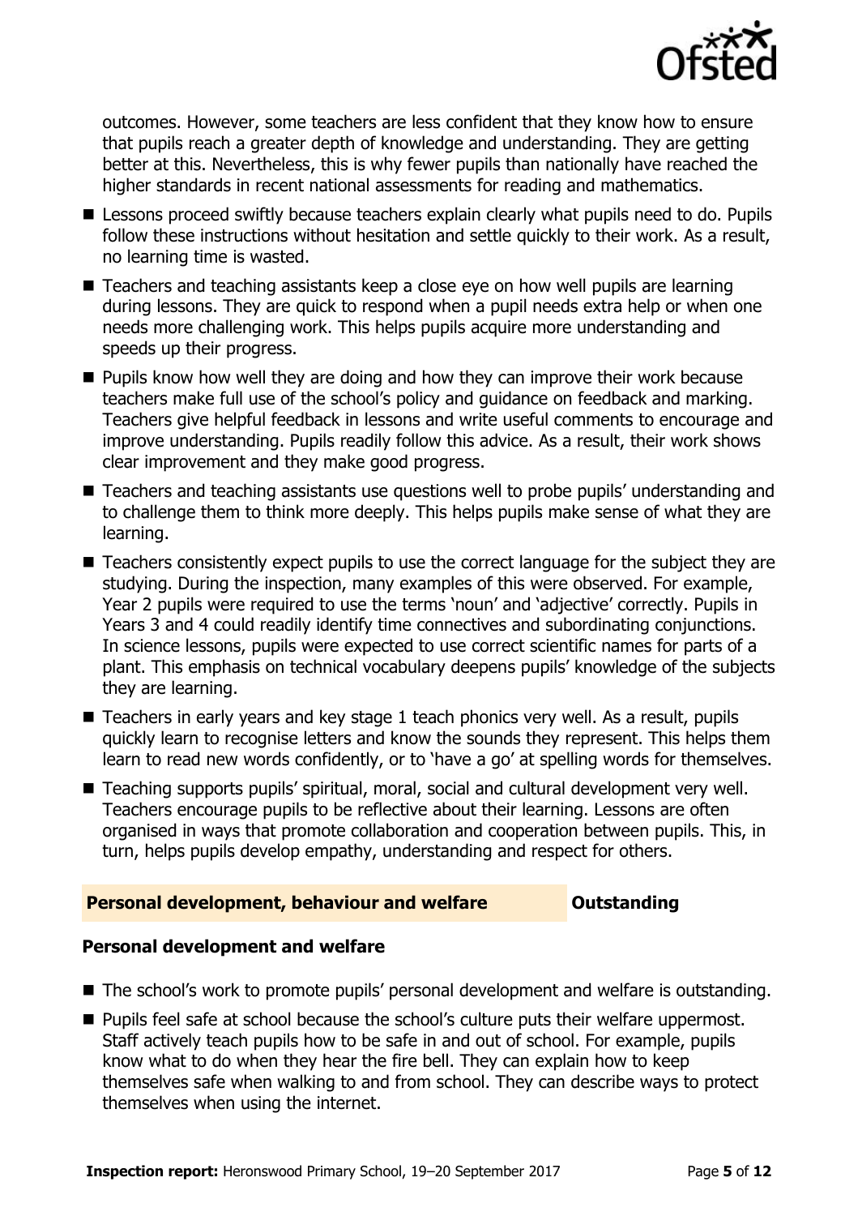outcomes. However, some teachers are less confident that they know how to ensure that pupils reach a greater depth of knowledge and understanding. They are getting better at this. Nevertheless, this is why fewer pupils than nationally have reached the higher standards in recent national assessments for reading and mathematics.

- Lessons proceed swiftly because teachers explain clearly what pupils need to do. Pupils follow these instructions without hesitation and settle quickly to their work. As a result, no learning time is wasted.
- Teachers and teaching assistants keep a close eye on how well pupils are learning during lessons. They are quick to respond when a pupil needs extra help or when one needs more challenging work. This helps pupils acquire more understanding and speeds up their progress.
- Pupils know how well they are doing and how they can improve their work because teachers make full use of the school's policy and guidance on feedback and marking. Teachers give helpful feedback in lessons and write useful comments to encourage and improve understanding. Pupils readily follow this advice. As a result, their work shows clear improvement and they make good progress.
- Teachers and teaching assistants use questions well to probe pupils' understanding and to challenge them to think more deeply. This helps pupils make sense of what they are learning.
- Teachers consistently expect pupils to use the correct language for the subject they are studying. During the inspection, many examples of this were observed. For example, Year 2 pupils were required to use the terms 'noun' and 'adjective' correctly. Pupils in Years 3 and 4 could readily identify time connectives and subordinating conjunctions. In science lessons, pupils were expected to use correct scientific names for parts of a plant. This emphasis on technical vocabulary deepens pupils' knowledge of the subjects they are learning.
- Teachers in early years and key stage 1 teach phonics very well. As a result, pupils quickly learn to recognise letters and know the sounds they represent. This helps them learn to read new words confidently, or to 'have a go' at spelling words for themselves.
- Teaching supports pupils' spiritual, moral, social and cultural development very well. Teachers encourage pupils to be reflective about their learning. Lessons are often organised in ways that promote collaboration and cooperation between pupils. This, in turn, helps pupils develop empathy, understanding and respect for others.

## Personal development, behaviour and welfare — Outstanding

### Personal development and welfare

- The school's work to promote pupils' personal development and welfare is outstanding.
- Pupils feel safe at school because the school's culture puts their welfare uppermost. Staff actively teach pupils how to be safe in and out of school. For example, pupils know what to do when they hear the fire bell. They can explain how to keep themselves safe when walking to and from school. They can describe ways to protect themselves when using the internet.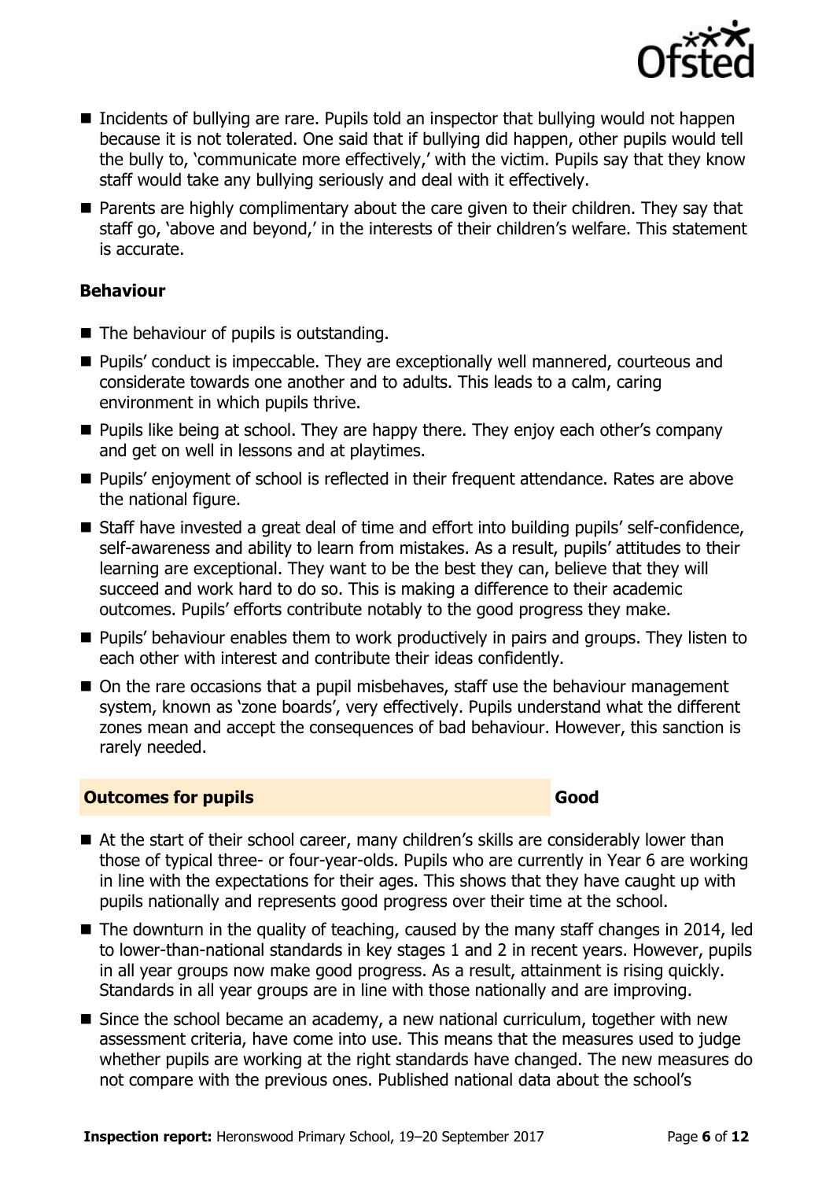- Incidents of bullying are rare. Pupils told an inspector that bullying would not happen because it is not tolerated. One said that if bullying did happen, other pupils would tell the bully to, 'communicate more effectively,' with the victim. Pupils say that they know staff would take any bullying seriously and deal with it effectively.
- Parents are highly complimentary about the care given to their children. They say that staff go, 'above and beyond,' in the interests of their children's welfare. This statement is accurate.

### Behaviour

- The behaviour of pupils is outstanding.
- Pupils' conduct is impeccable. They are exceptionally well mannered, courteous and considerate towards one another and to adults. This leads to a calm, caring environment in which pupils thrive.
- Pupils like being at school. They are happy there. They enjoy each other's company and get on well in lessons and at playtimes.
- Pupils' enjoyment of school is reflected in their frequent attendance. Rates are above the national figure.
- Staff have invested a great deal of time and effort into building pupils' self-confidence, self-awareness and ability to learn from mistakes. As a result, pupils' attitudes to their learning are exceptional. They want to be the best they can, believe that they will succeed and work hard to do so. This is making a difference to their academic outcomes. Pupils' efforts contribute notably to the good progress they make.
- Pupils' behaviour enables them to work productively in pairs and groups. They listen to each other with interest and contribute their ideas confidently.
- On the rare occasions that a pupil misbehaves, staff use the behaviour management system, known as 'zone boards', very effectively. Pupils understand what the different zones mean and accept the consequences of bad behaviour. However, this sanction is rarely needed.

## Outcomes for pupils — Good

- At the start of their school career, many children's skills are considerably lower than those of typical three- or four-year-olds. Pupils who are currently in Year 6 are working in line with the expectations for their ages. This shows that they have caught up with pupils nationally and represents good progress over their time at the school.
- The downturn in the quality of teaching, caused by the many staff changes in 2014, led to lower-than-national standards in key stages 1 and 2 in recent years. However, pupils in all year groups now make good progress. As a result, attainment is rising quickly. Standards in all year groups are in line with those nationally and are improving.
- Since the school became an academy, a new national curriculum, together with new assessment criteria, have come into use. This means that the measures used to judge whether pupils are working at the right standards have changed. The new measures do not compare with the previous ones. Published national data about the school's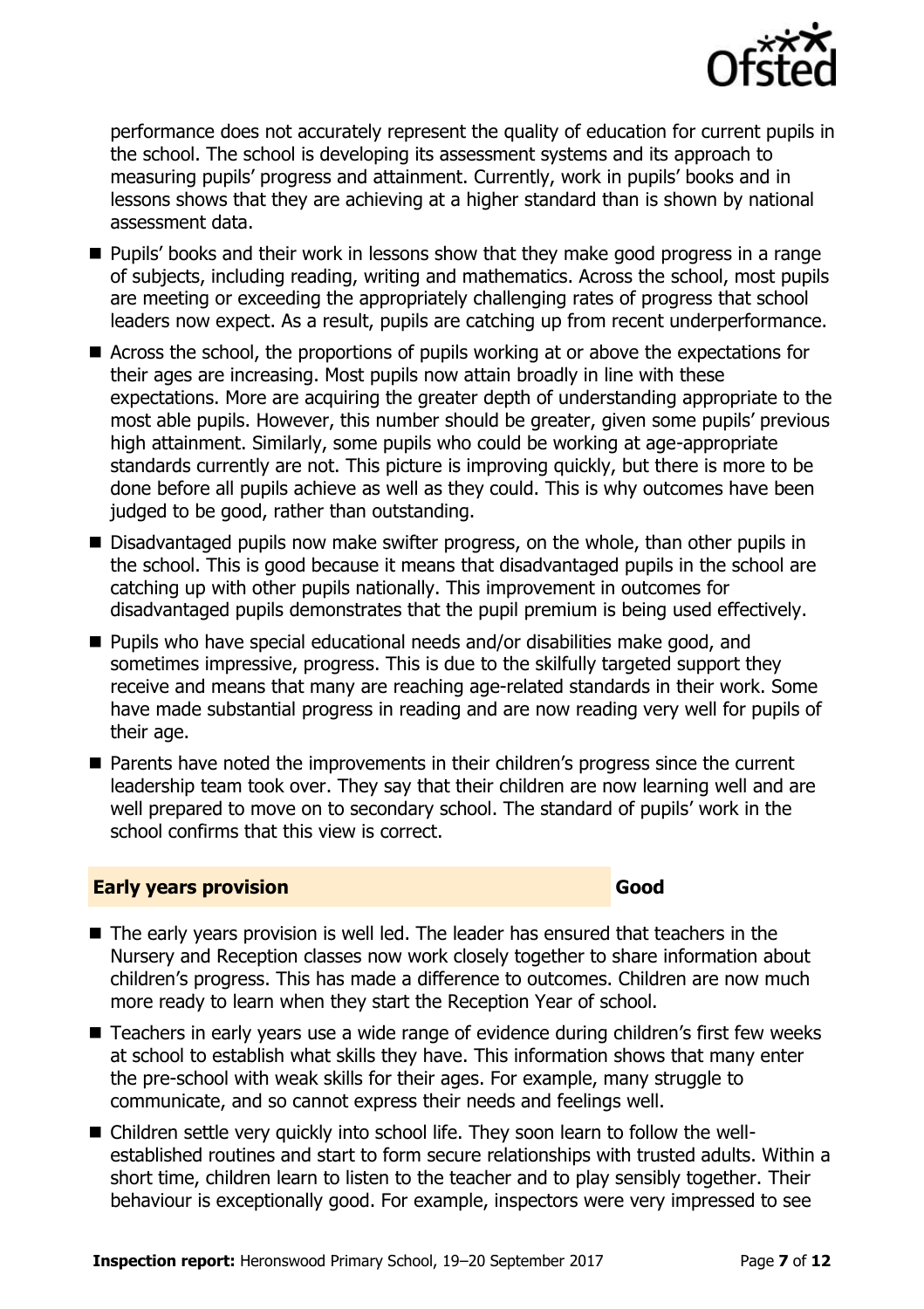performance does not accurately represent the quality of education for current pupils in the school. The school is developing its assessment systems and its approach to measuring pupils' progress and attainment. Currently, work in pupils' books and in lessons shows that they are achieving at a higher standard than is shown by national assessment data.

- Pupils' books and their work in lessons show that they make good progress in a range of subjects, including reading, writing and mathematics. Across the school, most pupils are meeting or exceeding the appropriately challenging rates of progress that school leaders now expect. As a result, pupils are catching up from recent underperformance.
- Across the school, the proportions of pupils working at or above the expectations for their ages are increasing. Most pupils now attain broadly in line with these expectations. More are acquiring the greater depth of understanding appropriate to the most able pupils. However, this number should be greater, given some pupils' previous high attainment. Similarly, some pupils who could be working at age-appropriate standards currently are not. This picture is improving quickly, but there is more to be done before all pupils achieve as well as they could. This is why outcomes have been judged to be good, rather than outstanding.
- Disadvantaged pupils now make swifter progress, on the whole, than other pupils in the school. This is good because it means that disadvantaged pupils in the school are catching up with other pupils nationally. This improvement in outcomes for disadvantaged pupils demonstrates that the pupil premium is being used effectively.
- Pupils who have special educational needs and/or disabilities make good, and sometimes impressive, progress. This is due to the skilfully targeted support they receive and means that many are reaching age-related standards in their work. Some have made substantial progress in reading and are now reading very well for pupils of their age.
- Parents have noted the improvements in their children's progress since the current leadership team took over. They say that their children are now learning well and are well prepared to move on to secondary school. The standard of pupils' work in the school confirms that this view is correct.

## Early years provision — Good

- The early years provision is well led. The leader has ensured that teachers in the Nursery and Reception classes now work closely together to share information about children's progress. This has made a difference to outcomes. Children are now much more ready to learn when they start the Reception Year of school.
- Teachers in early years use a wide range of evidence during children's first few weeks at school to establish what skills they have. This information shows that many enter the pre-school with weak skills for their ages. For example, many struggle to communicate, and so cannot express their needs and feelings well.
- Children settle very quickly into school life. They soon learn to follow the well-established routines and start to form secure relationships with trusted adults. Within a short time, children learn to listen to the teacher and to play sensibly together. Their behaviour is exceptionally good. For example, inspectors were very impressed to see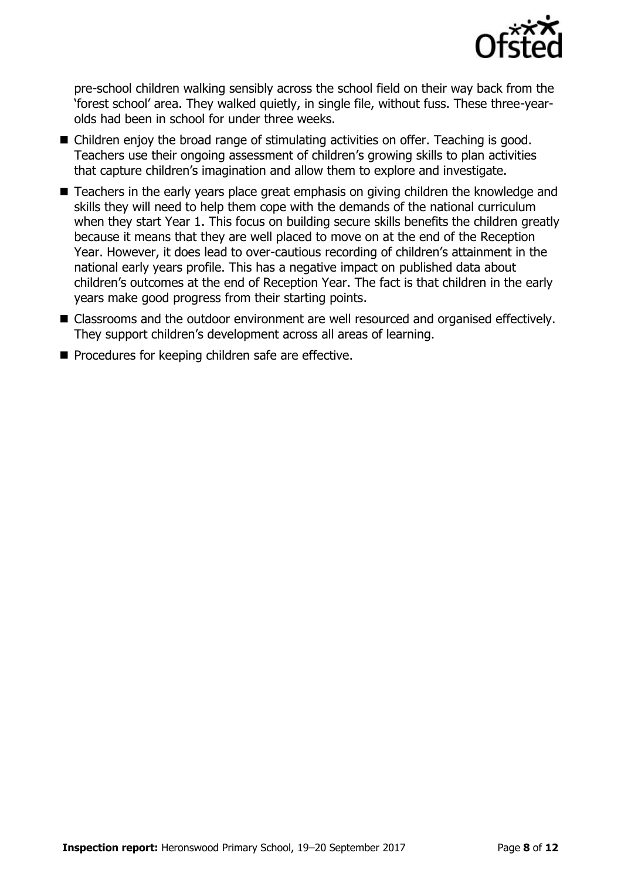pre-school children walking sensibly across the school field on their way back from the 'forest school' area. They walked quietly, in single file, without fuss. These three-year-olds had been in school for under three weeks.

- Children enjoy the broad range of stimulating activities on offer. Teaching is good. Teachers use their ongoing assessment of children's growing skills to plan activities that capture children's imagination and allow them to explore and investigate.
- Teachers in the early years place great emphasis on giving children the knowledge and skills they will need to help them cope with the demands of the national curriculum when they start Year 1. This focus on building secure skills benefits the children greatly because it means that they are well placed to move on at the end of the Reception Year. However, it does lead to over-cautious recording of children's attainment in the national early years profile. This has a negative impact on published data about children's outcomes at the end of Reception Year. The fact is that children in the early years make good progress from their starting points.
- Classrooms and the outdoor environment are well resourced and organised effectively. They support children's development across all areas of learning.
- Procedures for keeping children safe are effective.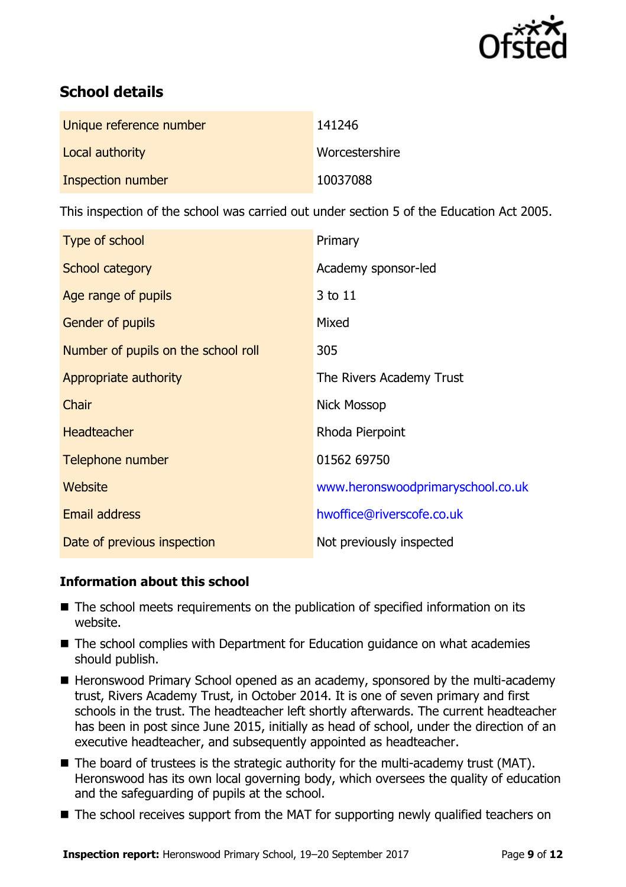## School details

| | |
|---|---|
| Unique reference number | 141246 |
| Local authority | Worcestershire |
| Inspection number | 10037088 |

This inspection of the school was carried out under section 5 of the Education Act 2005.

| | |
|---|---|
| Type of school | Primary |
| School category | Academy sponsor-led |
| Age range of pupils | 3 to 11 |
| Gender of pupils | Mixed |
| Number of pupils on the school roll | 305 |
| Appropriate authority | The Rivers Academy Trust |
| Chair | Nick Mossop |
| Headteacher | Rhoda Pierpoint |
| Telephone number | 01562 69750 |
| Website | www.heronswoodprimaryschool.co.uk |
| Email address | hwoffice@riverscofe.co.uk |
| Date of previous inspection | Not previously inspected |

### Information about this school

- The school meets requirements on the publication of specified information on its website.
- The school complies with Department for Education guidance on what academies should publish.
- Heronswood Primary School opened as an academy, sponsored by the multi-academy trust, Rivers Academy Trust, in October 2014. It is one of seven primary and first schools in the trust. The headteacher left shortly afterwards. The current headteacher has been in post since June 2015, initially as head of school, under the direction of an executive headteacher, and subsequently appointed as headteacher.
- The board of trustees is the strategic authority for the multi-academy trust (MAT). Heronswood has its own local governing body, which oversees the quality of education and the safeguarding of pupils at the school.
- The school receives support from the MAT for supporting newly qualified teachers on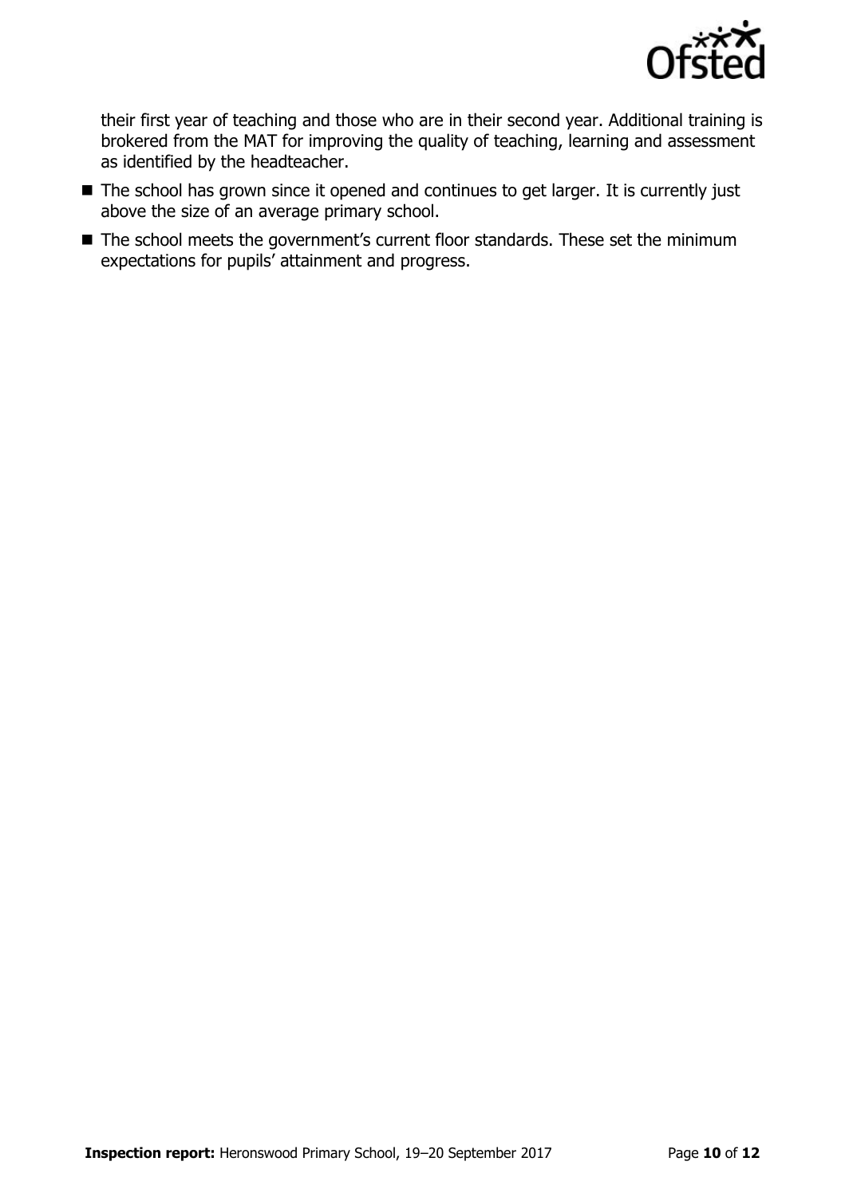their first year of teaching and those who are in their second year. Additional training is brokered from the MAT for improving the quality of teaching, learning and assessment as identified by the headteacher.

- The school has grown since it opened and continues to get larger. It is currently just above the size of an average primary school.
- The school meets the government's current floor standards. These set the minimum expectations for pupils' attainment and progress.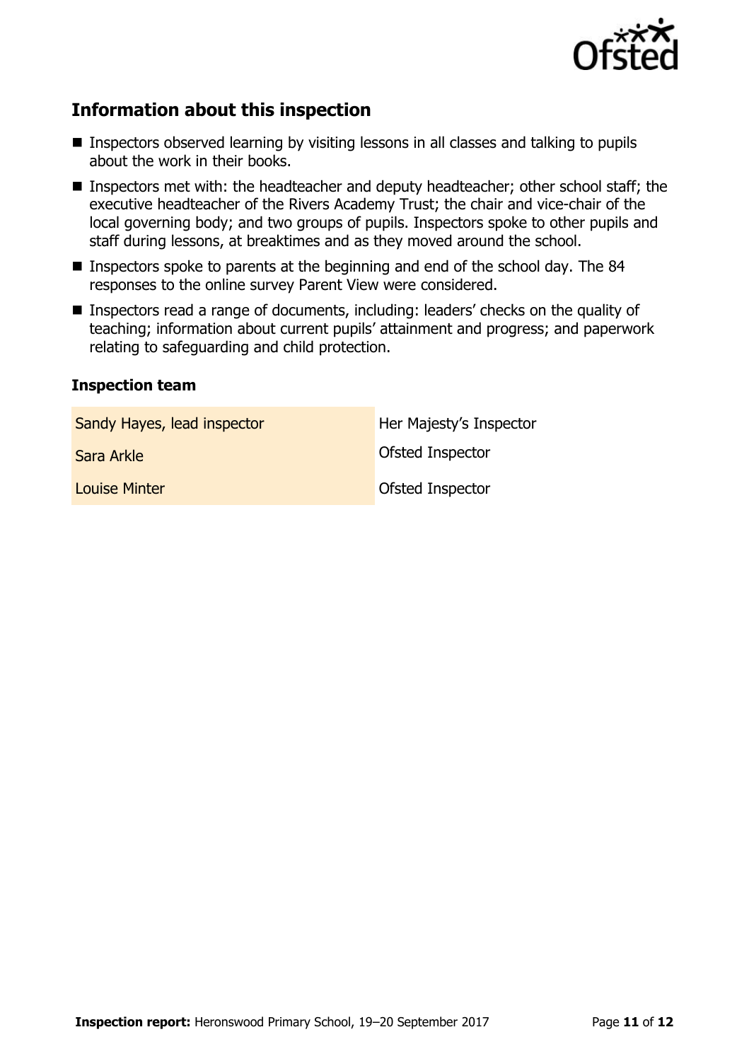## Information about this inspection

- Inspectors observed learning by visiting lessons in all classes and talking to pupils about the work in their books.
- Inspectors met with: the headteacher and deputy headteacher; other school staff; the executive headteacher of the Rivers Academy Trust; the chair and vice-chair of the local governing body; and two groups of pupils. Inspectors spoke to other pupils and staff during lessons, at breaktimes and as they moved around the school.
- Inspectors spoke to parents at the beginning and end of the school day. The 84 responses to the online survey Parent View were considered.
- Inspectors read a range of documents, including: leaders' checks on the quality of teaching; information about current pupils' attainment and progress; and paperwork relating to safeguarding and child protection.

### Inspection team

| | |
|---|---|
| Sandy Hayes, lead inspector | Her Majesty's Inspector |
| Sara Arkle | Ofsted Inspector |
| Louise Minter | Ofsted Inspector |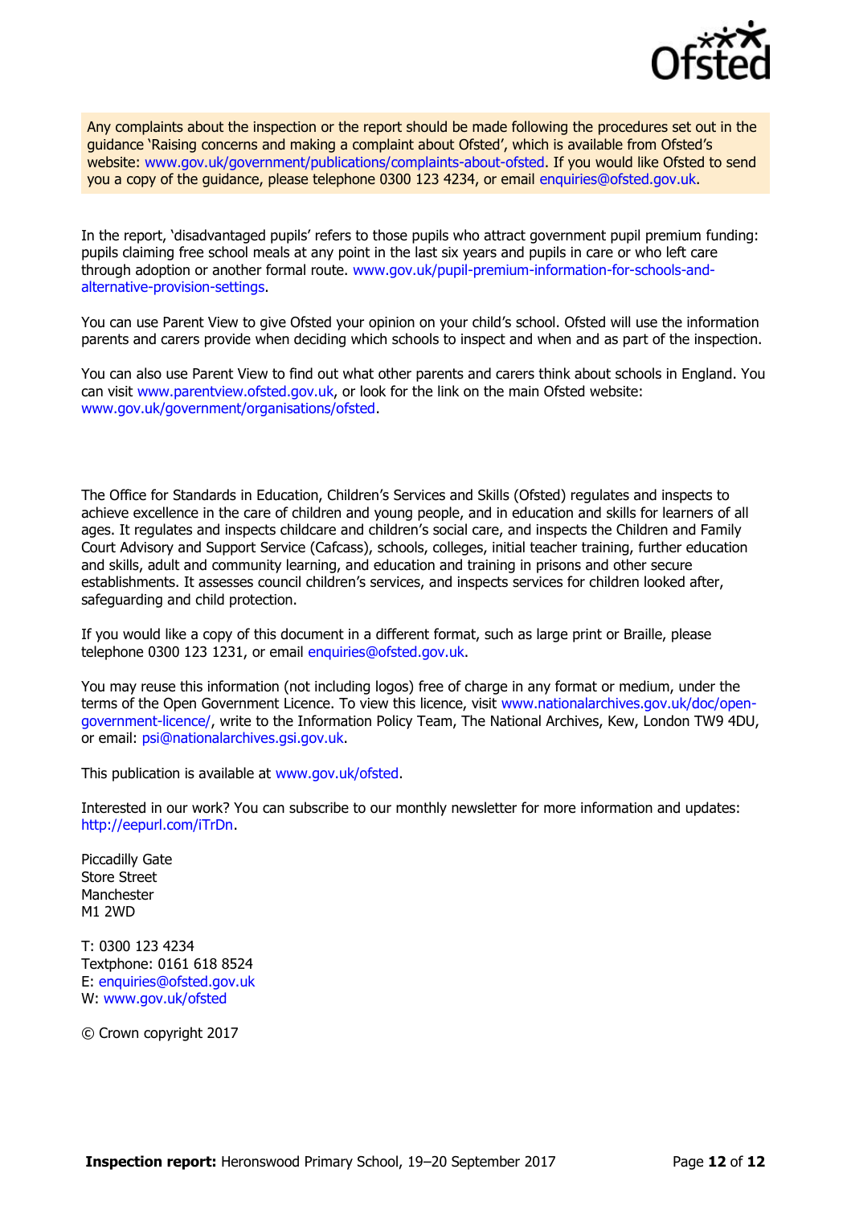Any complaints about the inspection or the report should be made following the procedures set out in the guidance 'Raising concerns and making a complaint about Ofsted', which is available from Ofsted's website: www.gov.uk/government/publications/complaints-about-ofsted. If you would like Ofsted to send you a copy of the guidance, please telephone 0300 123 4234, or email enquiries@ofsted.gov.uk.

In the report, 'disadvantaged pupils' refers to those pupils who attract government pupil premium funding: pupils claiming free school meals at any point in the last six years and pupils in care or who left care through adoption or another formal route. www.gov.uk/pupil-premium-information-for-schools-and-alternative-provision-settings.

You can use Parent View to give Ofsted your opinion on your child's school. Ofsted will use the information parents and carers provide when deciding which schools to inspect and when and as part of the inspection.

You can also use Parent View to find out what other parents and carers think about schools in England. You can visit www.parentview.ofsted.gov.uk, or look for the link on the main Ofsted website: www.gov.uk/government/organisations/ofsted.

The Office for Standards in Education, Children's Services and Skills (Ofsted) regulates and inspects to achieve excellence in the care of children and young people, and in education and skills for learners of all ages. It regulates and inspects childcare and children's social care, and inspects the Children and Family Court Advisory and Support Service (Cafcass), schools, colleges, initial teacher training, further education and skills, adult and community learning, and education and training in prisons and other secure establishments. It assesses council children's services, and inspects services for children looked after, safeguarding and child protection.

If you would like a copy of this document in a different format, such as large print or Braille, please telephone 0300 123 1231, or email enquiries@ofsted.gov.uk.

You may reuse this information (not including logos) free of charge in any format or medium, under the terms of the Open Government Licence. To view this licence, visit www.nationalarchives.gov.uk/doc/open-government-licence/, write to the Information Policy Team, The National Archives, Kew, London TW9 4DU, or email: psi@nationalarchives.gsi.gov.uk.

This publication is available at www.gov.uk/ofsted.

Interested in our work? You can subscribe to our monthly newsletter for more information and updates: http://eepurl.com/iTrDn.

Piccadilly Gate
Store Street
Manchester
M1 2WD

T: 0300 123 4234
Textphone: 0161 618 8524
E: enquiries@ofsted.gov.uk
W: www.gov.uk/ofsted

© Crown copyright 2017